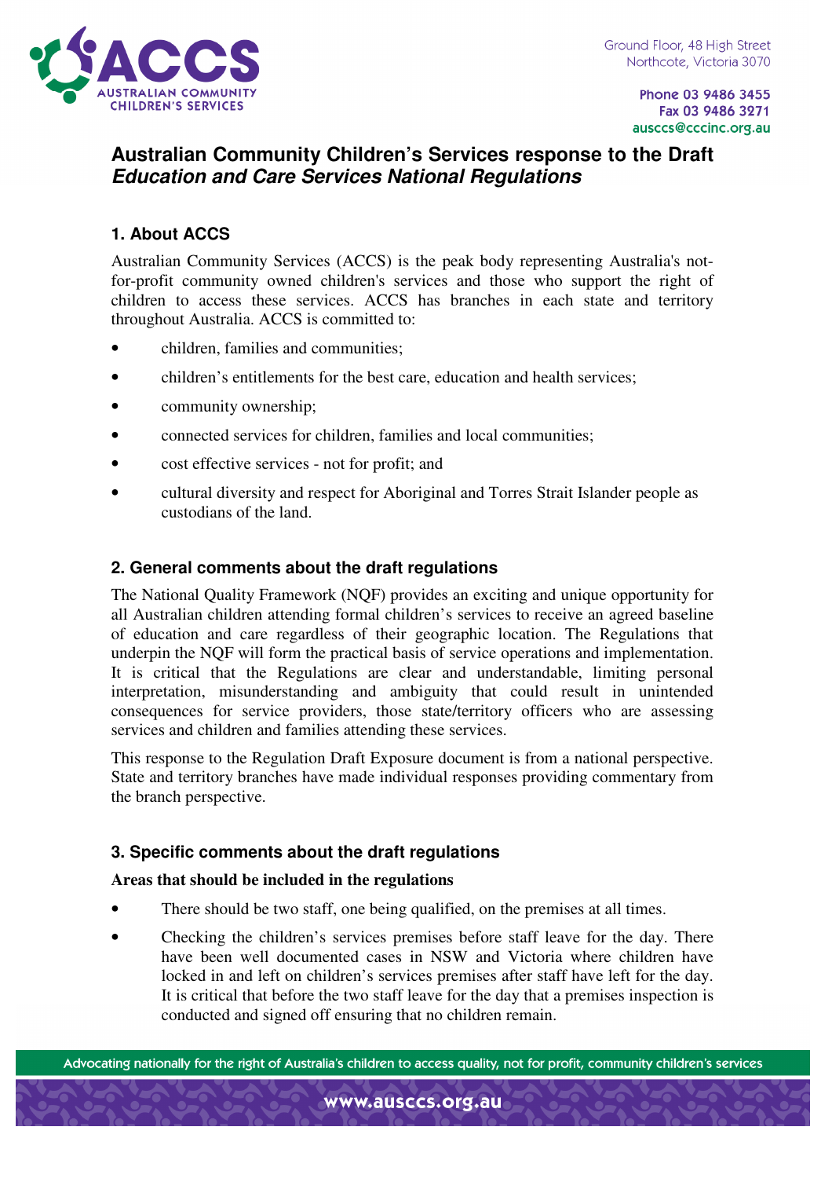Ground Floor, 48 High Street
Northcote, Victoria 3070

Phone 03 9486 3455
Fax 03 9486 3271
ausccs@cccinc.org.au

# Australian Community Children's Services response to the Draft *Education and Care Services National Regulations*

## 1. About ACCS

Australian Community Services (ACCS) is the peak body representing Australia's not-for-profit community owned children's services and those who support the right of children to access these services. ACCS has branches in each state and territory throughout Australia. ACCS is committed to:

- children, families and communities;
- children's entitlements for the best care, education and health services;
- community ownership;
- connected services for children, families and local communities;
- cost effective services - not for profit; and
- cultural diversity and respect for Aboriginal and Torres Strait Islander people as custodians of the land.

## 2. General comments about the draft regulations

The National Quality Framework (NQF) provides an exciting and unique opportunity for all Australian children attending formal children's services to receive an agreed baseline of education and care regardless of their geographic location. The Regulations that underpin the NQF will form the practical basis of service operations and implementation. It is critical that the Regulations are clear and understandable, limiting personal interpretation, misunderstanding and ambiguity that could result in unintended consequences for service providers, those state/territory officers who are assessing services and children and families attending these services.

This response to the Regulation Draft Exposure document is from a national perspective. State and territory branches have made individual responses providing commentary from the branch perspective.

## 3. Specific comments about the draft regulations

**Areas that should be included in the regulations**

- There should be two staff, one being qualified, on the premises at all times.
- Checking the children's services premises before staff leave for the day. There have been well documented cases in NSW and Victoria where children have locked in and left on children's services premises after staff have left for the day. It is critical that before the two staff leave for the day that a premises inspection is conducted and signed off ensuring that no children remain.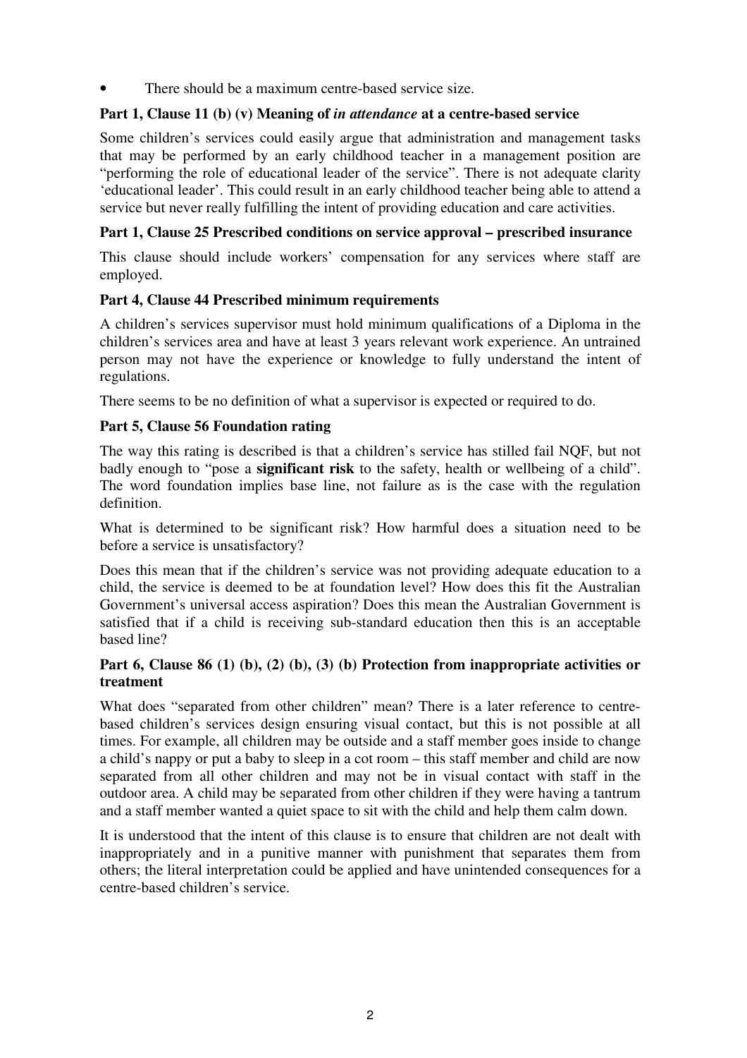- There should be a maximum centre-based service size.

**Part 1, Clause 11 (b) (v) Meaning of *in attendance* at a centre-based service**

Some children's services could easily argue that administration and management tasks that may be performed by an early childhood teacher in a management position are "performing the role of educational leader of the service". There is not adequate clarity 'educational leader'. This could result in an early childhood teacher being able to attend a service but never really fulfilling the intent of providing education and care activities.

**Part 1, Clause 25 Prescribed conditions on service approval – prescribed insurance**

This clause should include workers' compensation for any services where staff are employed.

**Part 4, Clause 44 Prescribed minimum requirements**

A children's services supervisor must hold minimum qualifications of a Diploma in the children's services area and have at least 3 years relevant work experience. An untrained person may not have the experience or knowledge to fully understand the intent of regulations.

There seems to be no definition of what a supervisor is expected or required to do.

**Part 5, Clause 56 Foundation rating**

The way this rating is described is that a children's service has stilled fail NQF, but not badly enough to "pose a **significant risk** to the safety, health or wellbeing of a child". The word foundation implies base line, not failure as is the case with the regulation definition.

What is determined to be significant risk? How harmful does a situation need to be before a service is unsatisfactory?

Does this mean that if the children's service was not providing adequate education to a child, the service is deemed to be at foundation level? How does this fit the Australian Government's universal access aspiration? Does this mean the Australian Government is satisfied that if a child is receiving sub-standard education then this is an acceptable based line?

**Part 6, Clause 86 (1) (b), (2) (b), (3) (b) Protection from inappropriate activities or treatment**

What does "separated from other children" mean? There is a later reference to centre-based children's services design ensuring visual contact, but this is not possible at all times. For example, all children may be outside and a staff member goes inside to change a child's nappy or put a baby to sleep in a cot room – this staff member and child are now separated from all other children and may not be in visual contact with staff in the outdoor area. A child may be separated from other children if they were having a tantrum and a staff member wanted a quiet space to sit with the child and help them calm down.

It is understood that the intent of this clause is to ensure that children are not dealt with inappropriately and in a punitive manner with punishment that separates them from others; the literal interpretation could be applied and have unintended consequences for a centre-based children's service.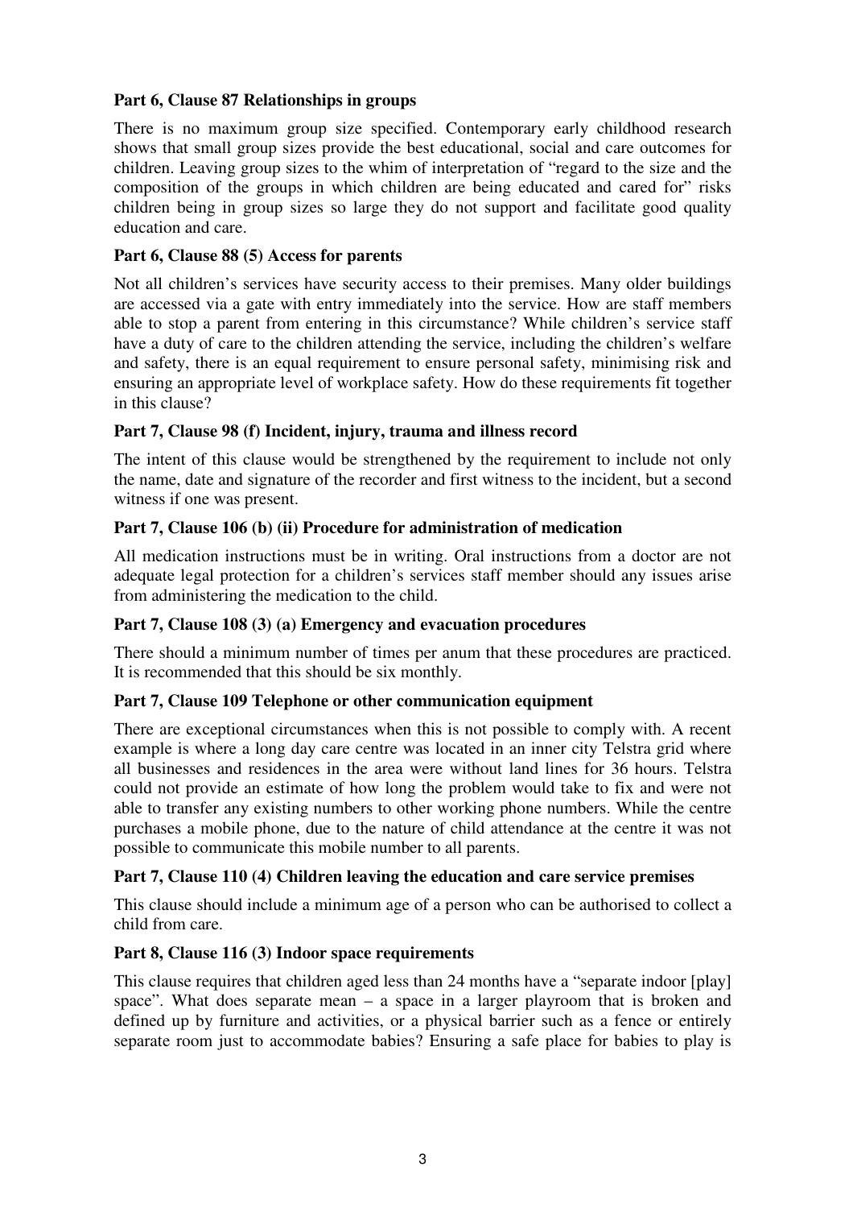**Part 6, Clause 87 Relationships in groups**

There is no maximum group size specified. Contemporary early childhood research shows that small group sizes provide the best educational, social and care outcomes for children. Leaving group sizes to the whim of interpretation of "regard to the size and the composition of the groups in which children are being educated and cared for" risks children being in group sizes so large they do not support and facilitate good quality education and care.

**Part 6, Clause 88 (5) Access for parents**

Not all children's services have security access to their premises. Many older buildings are accessed via a gate with entry immediately into the service. How are staff members able to stop a parent from entering in this circumstance? While children's service staff have a duty of care to the children attending the service, including the children's welfare and safety, there is an equal requirement to ensure personal safety, minimising risk and ensuring an appropriate level of workplace safety. How do these requirements fit together in this clause?

**Part 7, Clause 98 (f) Incident, injury, trauma and illness record**

The intent of this clause would be strengthened by the requirement to include not only the name, date and signature of the recorder and first witness to the incident, but a second witness if one was present.

**Part 7, Clause 106 (b) (ii) Procedure for administration of medication**

All medication instructions must be in writing. Oral instructions from a doctor are not adequate legal protection for a children's services staff member should any issues arise from administering the medication to the child.

**Part 7, Clause 108 (3) (a) Emergency and evacuation procedures**

There should a minimum number of times per anum that these procedures are practiced. It is recommended that this should be six monthly.

**Part 7, Clause 109 Telephone or other communication equipment**

There are exceptional circumstances when this is not possible to comply with. A recent example is where a long day care centre was located in an inner city Telstra grid where all businesses and residences in the area were without land lines for 36 hours. Telstra could not provide an estimate of how long the problem would take to fix and were not able to transfer any existing numbers to other working phone numbers. While the centre purchases a mobile phone, due to the nature of child attendance at the centre it was not possible to communicate this mobile number to all parents.

**Part 7, Clause 110 (4) Children leaving the education and care service premises**

This clause should include a minimum age of a person who can be authorised to collect a child from care.

**Part 8, Clause 116 (3) Indoor space requirements**

This clause requires that children aged less than 24 months have a "separate indoor [play] space". What does separate mean – a space in a larger playroom that is broken and defined up by furniture and activities, or a physical barrier such as a fence or entirely separate room just to accommodate babies? Ensuring a safe place for babies to play is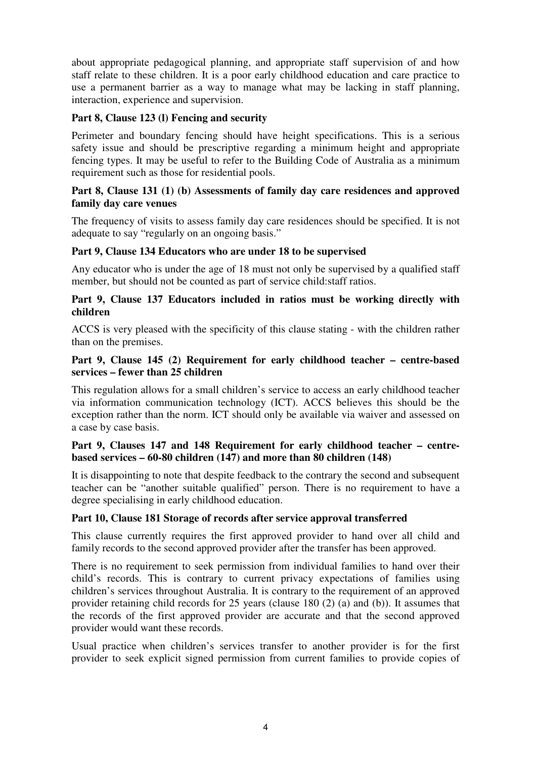about appropriate pedagogical planning, and appropriate staff supervision of and how staff relate to these children. It is a poor early childhood education and care practice to use a permanent barrier as a way to manage what may be lacking in staff planning, interaction, experience and supervision.

**Part 8, Clause 123 (l) Fencing and security**

Perimeter and boundary fencing should have height specifications. This is a serious safety issue and should be prescriptive regarding a minimum height and appropriate fencing types. It may be useful to refer to the Building Code of Australia as a minimum requirement such as those for residential pools.

**Part 8, Clause 131 (1) (b) Assessments of family day care residences and approved family day care venues**

The frequency of visits to assess family day care residences should be specified. It is not adequate to say "regularly on an ongoing basis."

**Part 9, Clause 134 Educators who are under 18 to be supervised**

Any educator who is under the age of 18 must not only be supervised by a qualified staff member, but should not be counted as part of service child:staff ratios.

**Part 9, Clause 137 Educators included in ratios must be working directly with children**

ACCS is very pleased with the specificity of this clause stating - with the children rather than on the premises.

**Part 9, Clause 145 (2) Requirement for early childhood teacher – centre-based services – fewer than 25 children**

This regulation allows for a small children's service to access an early childhood teacher via information communication technology (ICT). ACCS believes this should be the exception rather than the norm. ICT should only be available via waiver and assessed on a case by case basis.

**Part 9, Clauses 147 and 148 Requirement for early childhood teacher – centre-based services – 60-80 children (147) and more than 80 children (148)**

It is disappointing to note that despite feedback to the contrary the second and subsequent teacher can be "another suitable qualified" person. There is no requirement to have a degree specialising in early childhood education.

**Part 10, Clause 181 Storage of records after service approval transferred**

This clause currently requires the first approved provider to hand over all child and family records to the second approved provider after the transfer has been approved.

There is no requirement to seek permission from individual families to hand over their child's records. This is contrary to current privacy expectations of families using children's services throughout Australia. It is contrary to the requirement of an approved provider retaining child records for 25 years (clause 180 (2) (a) and (b)). It assumes that the records of the first approved provider are accurate and that the second approved provider would want these records.

Usual practice when children's services transfer to another provider is for the first provider to seek explicit signed permission from current families to provide copies of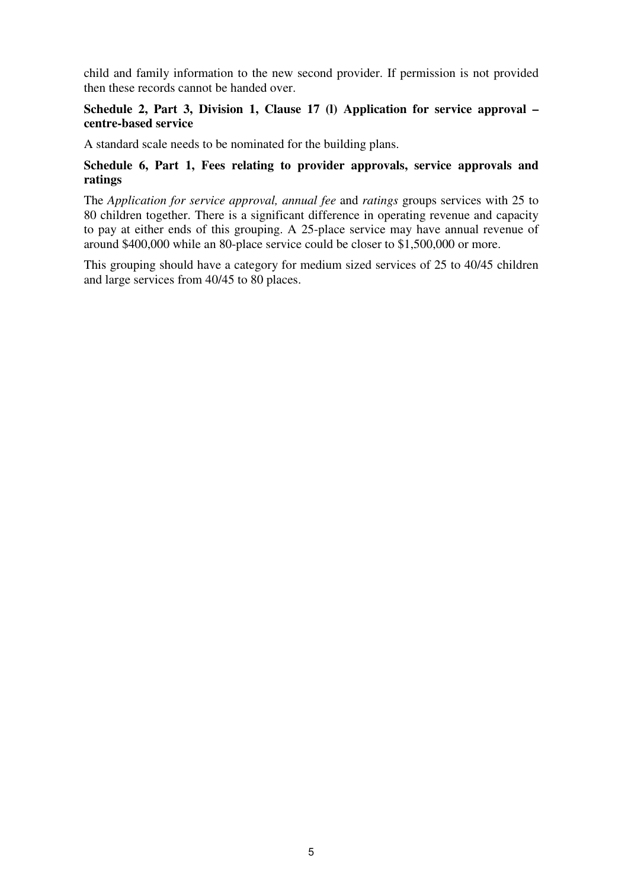child and family information to the new second provider. If permission is not provided then these records cannot be handed over.

**Schedule 2, Part 3, Division 1, Clause 17 (l) Application for service approval – centre-based service**

A standard scale needs to be nominated for the building plans.

**Schedule 6, Part 1, Fees relating to provider approvals, service approvals and ratings**

The *Application for service approval, annual fee* and *ratings* groups services with 25 to 80 children together. There is a significant difference in operating revenue and capacity to pay at either ends of this grouping. A 25-place service may have annual revenue of around $400,000 while an 80-place service could be closer to $1,500,000 or more.

This grouping should have a category for medium sized services of 25 to 40/45 children and large services from 40/45 to 80 places.